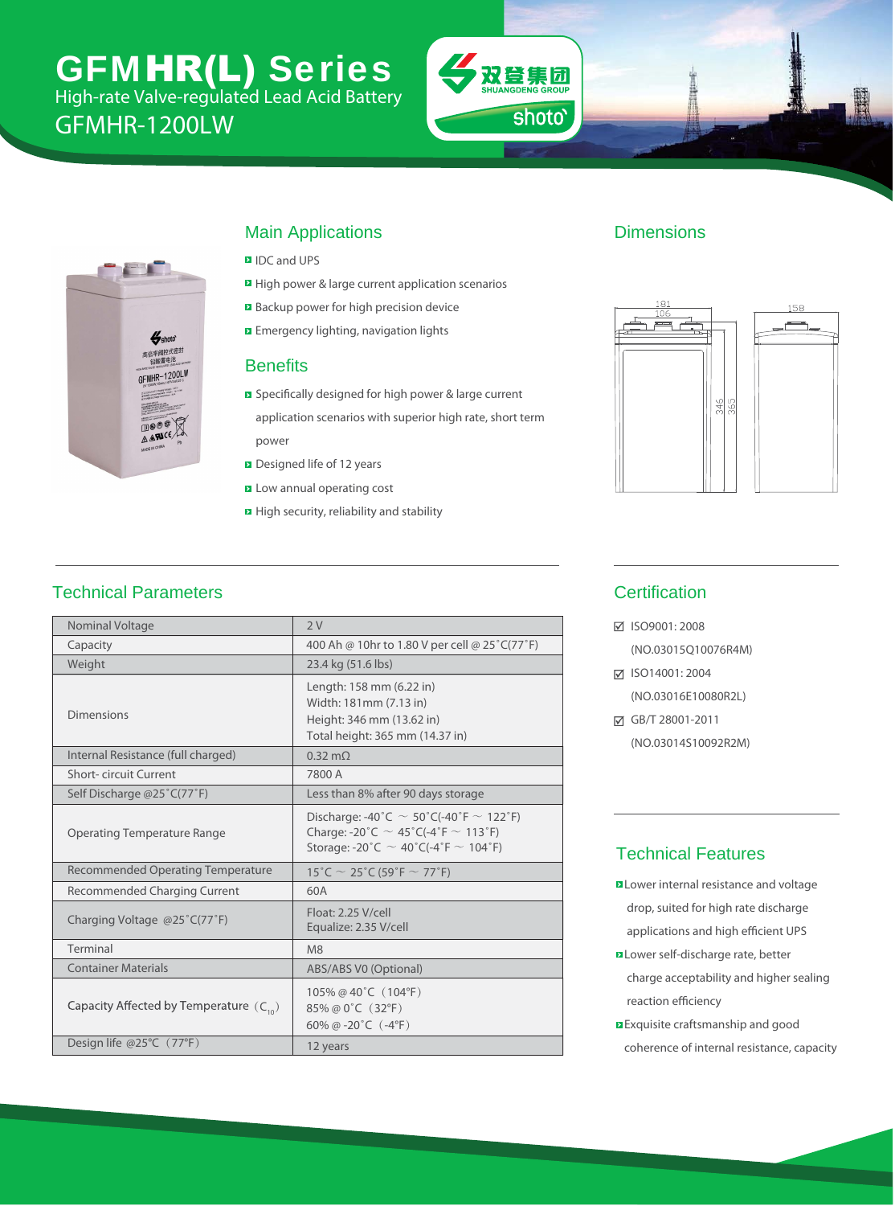# GFMHR(L) Series

High-rate Valve-regulated Lead Acid Battery

GFMHR-1200LW

## Main Applications

- IDC and UPS
- High power & large current application scenarios
- Backup power for high precision device
- Emergency lighting, navigation lights

## Benefits

- Specifically designed for high power & large current application scenarios with superior high rate, short term power
- Designed life of 12 years
- Low annual operating cost
- High security, reliability and stability

## Dimensions

181, 106, 158, 346, 365

## Technical Parameters

| Parameter | Value |
| --- | --- |
| Nominal Voltage | 2 V |
| Capacity | 400 Ah @ 10hr to 1.80 V per cell @ 25˚C(77˚F) |
| Weight | 23.4 kg (51.6 lbs) |
| Dimensions | Length: 158 mm (6.22 in)<br>Width: 181mm (7.13 in)<br>Height: 346 mm (13.62 in)<br>Total height: 365 mm (14.37 in) |
| Internal Resistance (full charged) | 0.32 mΩ |
| Short- circuit Current | 7800 A |
| Self Discharge @25˚C(77˚F) | Less than 8% after 90 days storage |
| Operating Temperature Range | Discharge: -40˚C ~ 50˚C(-40˚F ~ 122˚F)<br>Charge: -20˚C ~ 45˚C(-4˚F ~ 113˚F)<br>Storage: -20˚C ~ 40˚C(-4˚F ~ 104˚F) |
| Recommended Operating Temperature | 15˚C ~ 25˚C (59˚F ~ 77˚F) |
| Recommended Charging Current | 60A |
| Charging Voltage @25˚C(77˚F) | Float: 2.25 V/cell<br>Equalize: 2.35 V/cell |
| Terminal | M8 |
| Container Materials | ABS/ABS V0 (Optional) |
| Capacity Affected by Temperature ($C_{10}$) | 105% @ 40˚C（104℉）<br>85% @ 0˚C（32℉）<br>60% @ -20˚C（-4℉） |
| Design life @25℃（77℉） | 12 years |

## Certification

- ☑ ISO9001: 2008 (NO.03015Q10076R4M)
- ☑ ISO14001: 2004 (NO.03016E10080R2L)
- ☑ GB/T 28001-2011 (NO.03014S10092R2M)

## Technical Features

- Lower internal resistance and voltage drop, suited for high rate discharge applications and high efficient UPS
- Lower self-discharge rate, better charge acceptability and higher sealing reaction efficiency
- Exquisite craftsmanship and good coherence of internal resistance, capacity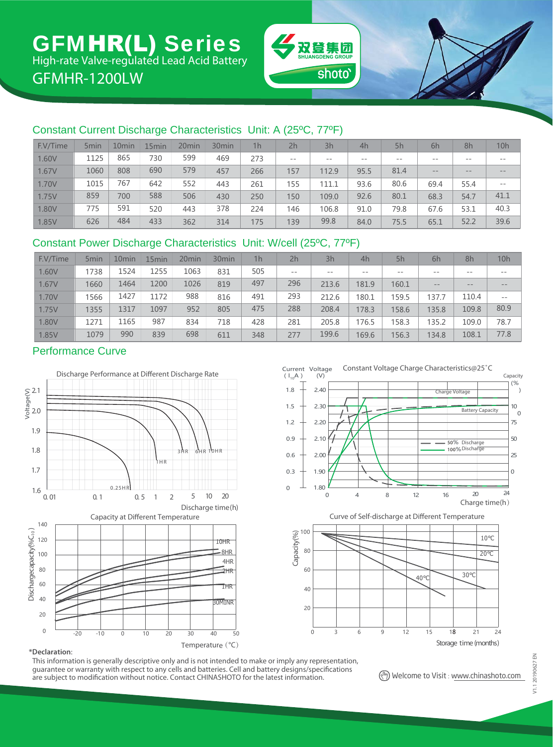# GFMHR(L) Series

High-rate Valve-regulated Lead Acid Battery

GFMHR-1200LW

双登集团
SHUANGDENG GROUP
shoto

## Constant Current Discharge Characteristics Unit: A (25ºC, 77ºF)

| F.V/Time | 5min | 10min | 15min | 20min | 30min | 1h | 2h | 3h | 4h | 5h | 6h | 8h | 10h |
|---|---|---|---|---|---|---|---|---|---|---|---|---|---|
| 1.60V | 1125 | 865 | 730 | 599 | 469 | 273 | -- | -- | -- | -- | -- | -- | -- |
| 1.67V | 1060 | 808 | 690 | 579 | 457 | 266 | 157 | 112.9 | 95.5 | 81.4 | -- | -- | -- |
| 1.70V | 1015 | 767 | 642 | 552 | 443 | 261 | 155 | 111.1 | 93.6 | 80.6 | 69.4 | 55.4 | -- |
| 1.75V | 859 | 700 | 588 | 506 | 430 | 250 | 150 | 109.0 | 92.6 | 80.1 | 68.3 | 54.7 | 41.1 |
| 1.80V | 775 | 591 | 520 | 443 | 378 | 224 | 146 | 106.8 | 91.0 | 79.8 | 67.6 | 53.1 | 40.3 |
| 1.85V | 626 | 484 | 433 | 362 | 314 | 175 | 139 | 99.8 | 84.0 | 75.5 | 65.1 | 52.2 | 39.6 |

## Constant Power Discharge Characteristics Unit: W/cell (25ºC, 77ºF)

| F.V/Time | 5min | 10min | 15min | 20min | 30min | 1h | 2h | 3h | 4h | 5h | 6h | 8h | 10h |
|---|---|---|---|---|---|---|---|---|---|---|---|---|---|
| 1.60V | 1738 | 1524 | 1255 | 1063 | 831 | 505 | -- | -- | -- | -- | -- | -- | -- |
| 1.67V | 1660 | 1464 | 1200 | 1026 | 819 | 497 | 296 | 213.6 | 181.9 | 160.1 | -- | -- | -- |
| 1.70V | 1566 | 1427 | 1172 | 988 | 816 | 491 | 293 | 212.6 | 180.1 | 159.5 | 137.7 | 110.4 | -- |
| 1.75V | 1355 | 1317 | 1097 | 952 | 805 | 475 | 288 | 208.4 | 178.3 | 158.6 | 135.8 | 109.8 | 80.9 |
| 1.80V | 1271 | 1165 | 987 | 834 | 718 | 428 | 281 | 205.8 | 176.5 | 158.3 | 135.2 | 109.0 | 78.7 |
| 1.85V | 1079 | 990 | 839 | 698 | 611 | 348 | 277 | 199.6 | 169.6 | 156.3 | 134.8 | 108.1 | 77.8 |

## Performance Curve

Discharge Performance at Different Discharge Rate

Voltage(V)
2.1
2.0
1.9
1.8
1.7
1.6
0.01 0.1 0.5 1 2 5 10 20
Discharge time(h)
0.25HR 1HR 3HR 6HR 10HR

Constant Voltage Charge Characteristics@25˚C

Current ($I_{10}$A) Voltage (V) Capacity (%)
1.8 2.40 / 1.5 2.30 100 / 1.2 2.20 75 / 0.9 2.10 50 / 0.6 2.00 25 / 0.3 1.90 0 / 0 1.80
0 4 8 12 16 20 24
Charge time(h)
Charge Voltage
Battery Capacity
50% Discharge
100% Discharge

Capacity at Different Temperature

Dischargecapacity(%$C_{10}$)
140 120 100 80 60 40 20 0
-20 -10 0 10 20 30 40 50
Temperature (°C)
10HR 8HR 4HR 2HR 1HR 30MINR

Curve of Self-discharge at Different Temperature

Capacity(%)
100 80 60 40 20
0 3 6 9 12 15 18 21 24
Storage time (months)
10℃ 20℃ 30℃ 40℃

**\*Declaration:**

This information is generally descriptive only and is not intended to make or imply any representation, guarantee or warranty with respect to any cells and batteries. Cell and battery designs/specifications are subject to modification without notice. Contact CHINASHOTO for the latest information.

Welcome to Visit : www.chinashoto.com

V1.1 20190627 EN